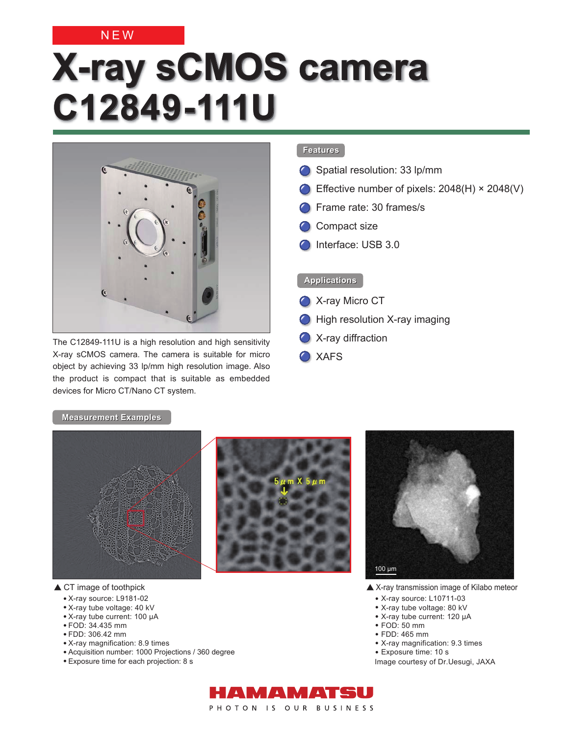NEW

# X-ray sCMOS camera C12849-111U

The C12849-111U is a high resolution and high sensitivity X-ray sCMOS camera. The camera is suitable for micro object by achieving 33 lp/mm high resolution image. Also the product is compact that is suitable as embedded devices for Micro CT/Nano CT system.

## Features

- Spatial resolution: 33 lp/mm
- Effective number of pixels: 2048(H) × 2048(V)
- Frame rate: 30 frames/s
- Compact size
- Interface: USB 3.0

## Applications

- X-ray Micro CT
- High resolution X-ray imaging
- X-ray diffraction
- XAFS

## Measurement Examples

▲ CT image of toothpick

- X-ray source: L9181-02
- X-ray tube voltage: 40 kV
- X-ray tube current: 100 μA
- FOD: 34.435 mm
- FDD: 306.42 mm
- X-ray magnification: 8.9 times
- Acquisition number: 1000 Projections / 360 degree
- Exposure time for each projection: 8 s

▲ X-ray transmission image of Kilabo meteor

- X-ray source: L10711-03
- X-ray tube voltage: 80 kV
- X-ray tube current: 120 μA
- FOD: 50 mm
- FDD: 465 mm
- X-ray magnification: 9.3 times
- Exposure time: 10 s

Image courtesy of Dr.Uesugi, JAXA

HAMAMATSU

PHOTON IS OUR BUSINESS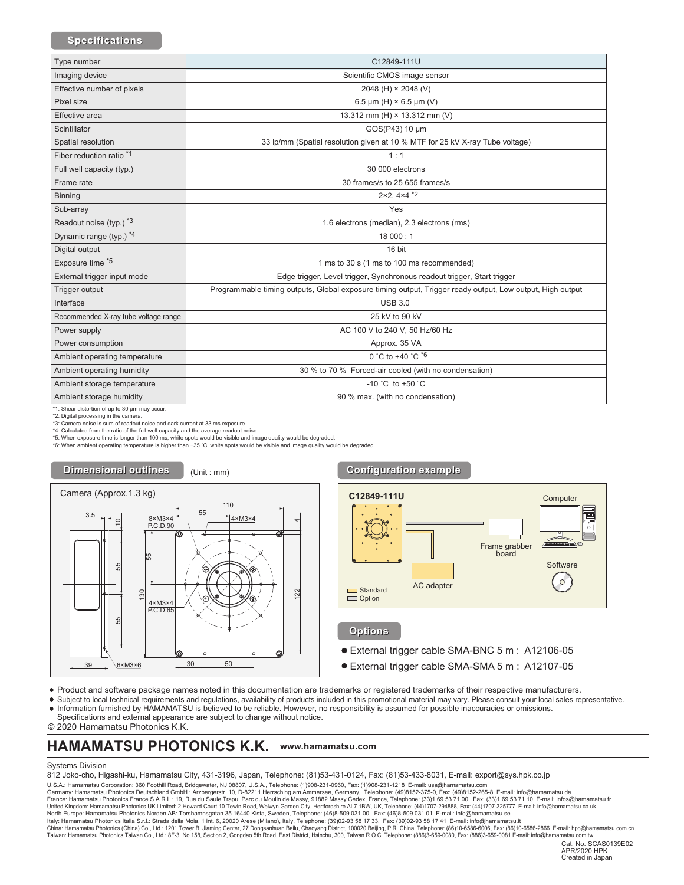## Specifications

| | |
|---|---|
| Type number | C12849-111U |
| Imaging device | Scientific CMOS image sensor |
| Effective number of pixels | 2048 (H) × 2048 (V) |
| Pixel size | 6.5 μm (H) × 6.5 μm (V) |
| Effective area | 13.312 mm (H) × 13.312 mm (V) |
| Scintillator | GOS(P43) 10 μm |
| Spatial resolution | 33 lp/mm (Spatial resolution given at 10 % MTF for 25 kV X-ray Tube voltage) |
| Fiber reduction ratio *1 | 1 : 1 |
| Full well capacity (typ.) | 30 000 electrons |
| Frame rate | 30 frames/s to 25 655 frames/s |
| Binning | 2×2, 4×4 *2 |
| Sub-array | Yes |
| Readout noise (typ.) *3 | 1.6 electrons (median), 2.3 electrons (rms) |
| Dynamic range (typ.) *4 | 18 000 : 1 |
| Digital output | 16 bit |
| Exposure time *5 | 1 ms to 30 s (1 ms to 100 ms recommended) |
| External trigger input mode | Edge trigger, Level trigger, Synchronous readout trigger, Start trigger |
| Trigger output | Programmable timing outputs, Global exposure timing output, Trigger ready output, Low output, High output |
| Interface | USB 3.0 |
| Recommended X-ray tube voltage range | 25 kV to 90 kV |
| Power supply | AC 100 V to 240 V, 50 Hz/60 Hz |
| Power consumption | Approx. 35 VA |
| Ambient operating temperature | 0 °C to +40 °C *6 |
| Ambient operating humidity | 30 % to 70 % Forced-air cooled (with no condensation) |
| Ambient storage temperature | -10 °C to +50 °C |
| Ambient storage humidity | 90 % max. (with no condensation) |

*1: Shear distortion of up to 30 μm may occur.
*2: Digital processing in the camera.
*3: Camera noise is sum of readout noise and dark current at 33 ms exposure.
*4: Calculated from the ratio of the full well capacity and the average readout noise.
*5: When exposure time is longer than 100 ms, white spots would be visible and image quality would be degraded.
*6: When ambient operating temperature is higher than +35 °C, white spots would be visible and image quality would be degraded.

## Dimensional outlines

(Unit : mm)

Camera (Approx.1.3 kg)

110
55
3.5
10
8×M3×4
P.C.D.90
4×M3×4
4
55
55
130
122
4×M3×4
P.C.D.65
55
39
6×M3×6
30
50

## Configuration example

C12849-111U
Computer
Frame grabber board
Software
AC adapter
Standard
Option

## Options

- External trigger cable SMA-BNC 5 m : A12106-05
- External trigger cable SMA-SMA 5 m : A12107-05

- Product and software package names noted in this documentation are trademarks or registered trademarks of their respective manufacturers.
- Subject to local technical requirements and regulations, availability of products included in this promotional material may vary. Please consult your local sales representative.
- Information furnished by HAMAMATSU is believed to be reliable. However, no responsibility is assumed for possible inaccuracies or omissions.
  Specifications and external appearance are subject to change without notice.

© 2020 Hamamatsu Photonics K.K.

# HAMAMATSU PHOTONICS K.K.

www.hamamatsu.com

Systems Division
812 Joko-cho, Higashi-ku, Hamamatsu City, 431-3196, Japan, Telephone: (81)53-431-0124, Fax: (81)53-433-8031, E-mail: export@sys.hpk.co.jp

U.S.A.: Hamamatsu Corporation: 360 Foothill Road, Bridgewater, NJ 08807, U.S.A., Telephone: (1)908-231-0960, Fax: (1)908-231-1218 E-mail: usa@hamamatsu.com
Germany: Hamamatsu Photonics Deutschland GmbH.: Arzbergerstr. 10, D-82211 Herrsching am Ammersee, Germany, Telephone: (49)8152-375-0, Fax: (49)8152-265-8 E-mail: info@hamamatsu.de
France: Hamamatsu Photonics France S.A.R.L.: 19, Rue du Saule Trapu, Parc du Moulin de Massy, 91882 Massy Cedex, France, Telephone: (33)1 69 53 71 00, Fax: (33)1 69 53 71 10 E-mail: infos@hamamatsu.fr
United Kingdom: Hamamatsu Photonics UK Limited: 2 Howard Court,10 Tewin Road, Welwyn Garden City, Hertfordshire AL7 1BW, UK, Telephone: (44)1707-294888, Fax: (44)1707-325777 E-mail: info@hamamatsu.co.uk
North Europe: Hamamatsu Photonics Norden AB: Torshamnsgatan 35 16440 Kista, Sweden, Telephone: (46)8-509 031 00, Fax: (46)8-509 031 01 E-mail: info@hamamatsu.se
Italy: Hamamatsu Photonics Italia S.r.l.: Strada della Moia, 1 int. 6, 20020 Arese (Milano), Italy, Telephone: (39)02-93 58 17 33, Fax: (39)02-93 58 17 41 E-mail: info@hamamatsu.it
China: Hamamatsu Photonics (China) Co., Ltd.: 1201 Tower B, Jiaming Center, 27 Dongsanhuan Beilu, Chaoyang District, 100020 Beijing, P.R. China, Telephone: (86)10-6586-6006, Fax: (86)10-6586-2866 E-mail: hpc@hamamatsu.com.cn
Taiwan: Hamamatsu Photonics Taiwan Co., Ltd.: 8F-3, No.158, Section 2, Gongdao 5th Road, East District, Hsinchu, 300, Taiwan R.O.C. Telephone: (886)3-659-0080, Fax: (886)3-659-0081 E-mail: info@hamamatsu.com.tw

Cat. No. SCAS0139E02
APR/2020 HPK
Created in Japan